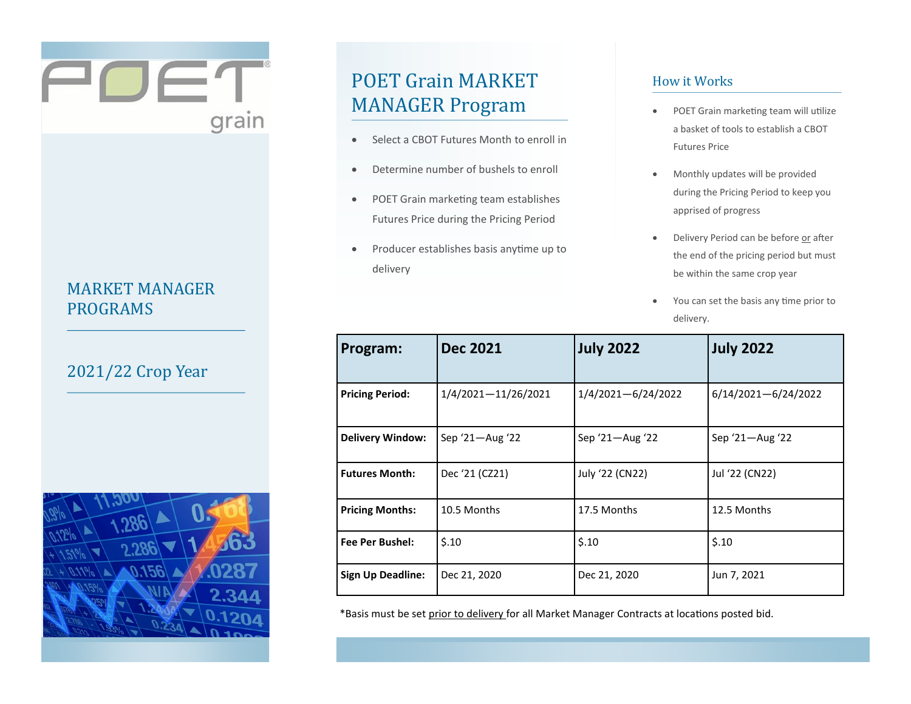# POET grain

## MARKET MANAGER PROGRAMS

## 2021/22 Crop Year

## POET Grain MARKET MANAGER Program

- Select a CBOT Futures Month to enroll in
- Determine number of bushels to enroll
- POET Grain marketing team establishes Futures Price during the Pricing Period
- Producer establishes basis anytime up to delivery

## How it Works

- POET Grain marketing team will utilize a basket of tools to establish a CBOT Futures Price
- Monthly updates will be provided during the Pricing Period to keep you apprised of progress
- Delivery Period can be before or after the end of the pricing period but must be within the same crop year
- You can set the basis any time prior to delivery.

| Program: | Dec 2021 | July 2022 | July 2022 |
|---|---|---|---|
| **Pricing Period:** | 1/4/2021—11/26/2021 | 1/4/2021—6/24/2022 | 6/14/2021—6/24/2022 |
| **Delivery Window:** | Sep '21—Aug '22 | Sep '21—Aug '22 | Sep '21—Aug '22 |
| **Futures Month:** | Dec '21 (CZ21) | July '22 (CN22) | Jul '22 (CN22) |
| **Pricing Months:** | 10.5 Months | 17.5 Months | 12.5 Months |
| **Fee Per Bushel:** | $.10 | $.10 | $.10 |
| **Sign Up Deadline:** | Dec 21, 2020 | Dec 21, 2020 | Jun 7, 2021 |

*Basis must be set prior to delivery for all Market Manager Contracts at locations posted bid.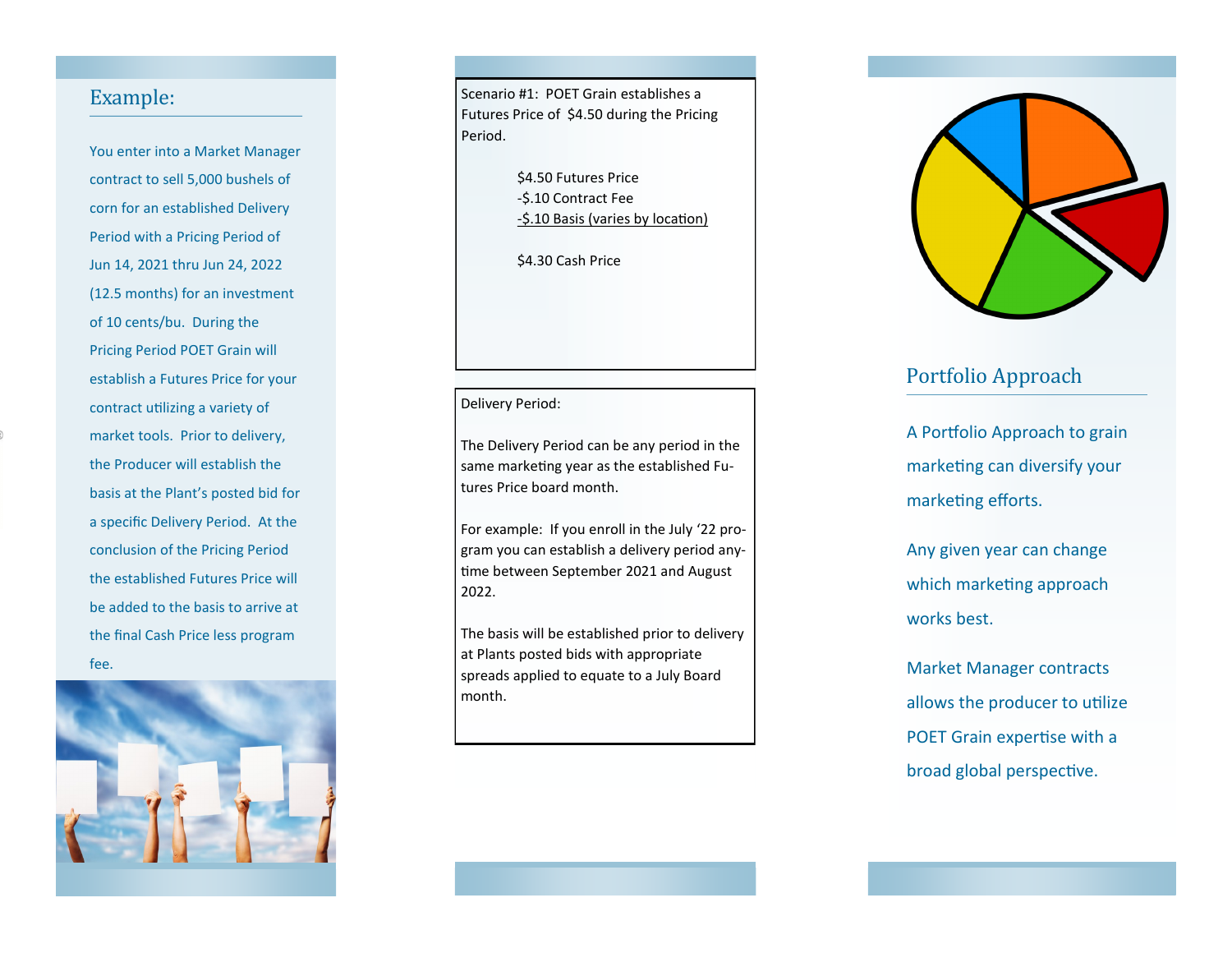## Example:

You enter into a Market Manager contract to sell 5,000 bushels of corn for an established Delivery Period with a Pricing Period of Jun 14, 2021 thru Jun 24, 2022 (12.5 months) for an investment of 10 cents/bu. During the Pricing Period POET Grain will establish a Futures Price for your contract utilizing a variety of market tools. Prior to delivery, the Producer will establish the basis at the Plant's posted bid for a specific Delivery Period. At the conclusion of the Pricing Period the established Futures Price will be added to the basis to arrive at the final Cash Price less program fee.

Scenario #1: POET Grain establishes a Futures Price of $4.50 during the Pricing Period.

$4.50 Futures Price
-$.10 Contract Fee
<u>-$.10 Basis (varies by location)</u>

$4.30 Cash Price

Delivery Period:

The Delivery Period can be any period in the same marketing year as the established Futures Price board month.

For example: If you enroll in the July '22 program you can establish a delivery period anytime between September 2021 and August 2022.

The basis will be established prior to delivery at Plants posted bids with appropriate spreads applied to equate to a July Board month.

## Portfolio Approach

A Portfolio Approach to grain marketing can diversify your marketing efforts.

Any given year can change which marketing approach works best.

Market Manager contracts allows the producer to utilize POET Grain expertise with a broad global perspective.